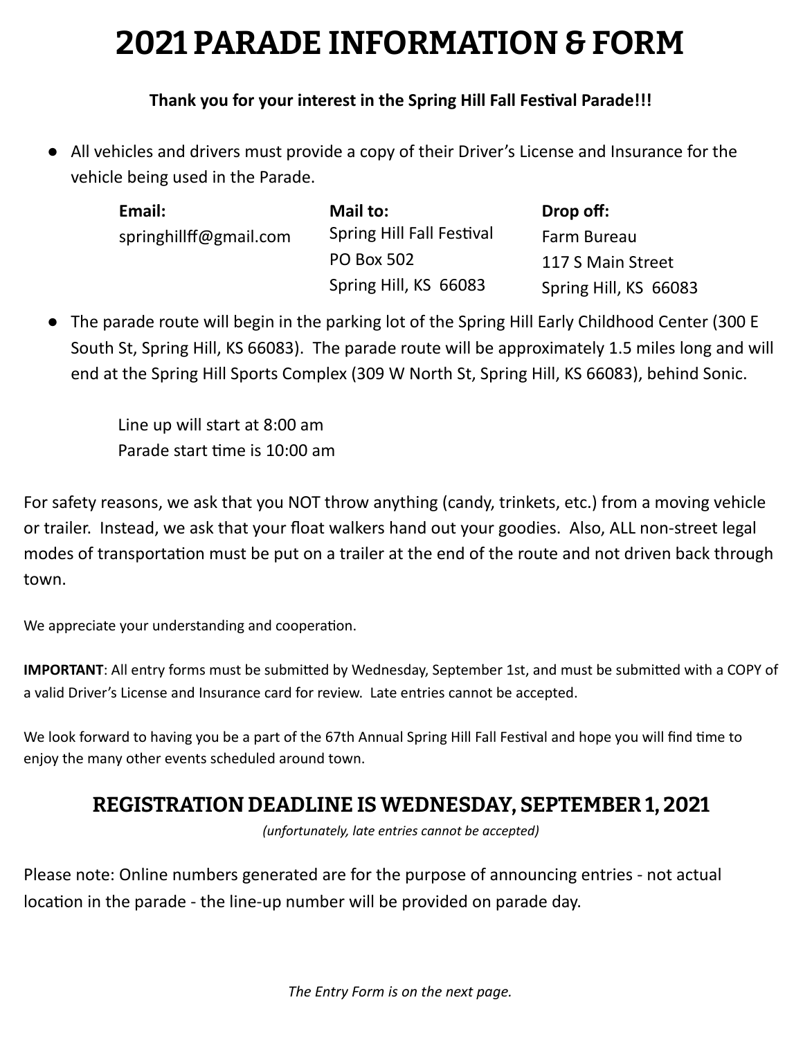# 2021 PARADE INFORMATION & FORM

**Thank you for your interest in the Spring Hill Fall Festival Parade!!!**

- All vehicles and drivers must provide a copy of their Driver's License and Insurance for the vehicle being used in the Parade.

| **Email:** | **Mail to:** | **Drop off:** |
|---|---|---|
| springhillff@gmail.com | Spring Hill Fall Festival<br>PO Box 502<br>Spring Hill, KS 66083 | Farm Bureau<br>117 S Main Street<br>Spring Hill, KS 66083 |

- The parade route will begin in the parking lot of the Spring Hill Early Childhood Center (300 E South St, Spring Hill, KS 66083). The parade route will be approximately 1.5 miles long and will end at the Spring Hill Sports Complex (309 W North St, Spring Hill, KS 66083), behind Sonic.

  Line up will start at 8:00 am
  Parade start time is 10:00 am

For safety reasons, we ask that you NOT throw anything (candy, trinkets, etc.) from a moving vehicle or trailer. Instead, we ask that your float walkers hand out your goodies. Also, ALL non-street legal modes of transportation must be put on a trailer at the end of the route and not driven back through town.

We appreciate your understanding and cooperation.

**IMPORTANT**: All entry forms must be submitted by Wednesday, September 1st, and must be submitted with a COPY of a valid Driver's License and Insurance card for review. Late entries cannot be accepted.

We look forward to having you be a part of the 67th Annual Spring Hill Fall Festival and hope you will find time to enjoy the many other events scheduled around town.

## REGISTRATION DEADLINE IS WEDNESDAY, SEPTEMBER 1, 2021

*(unfortunately, late entries cannot be accepted)*

Please note: Online numbers generated are for the purpose of announcing entries - not actual location in the parade - the line-up number will be provided on parade day.

*The Entry Form is on the next page.*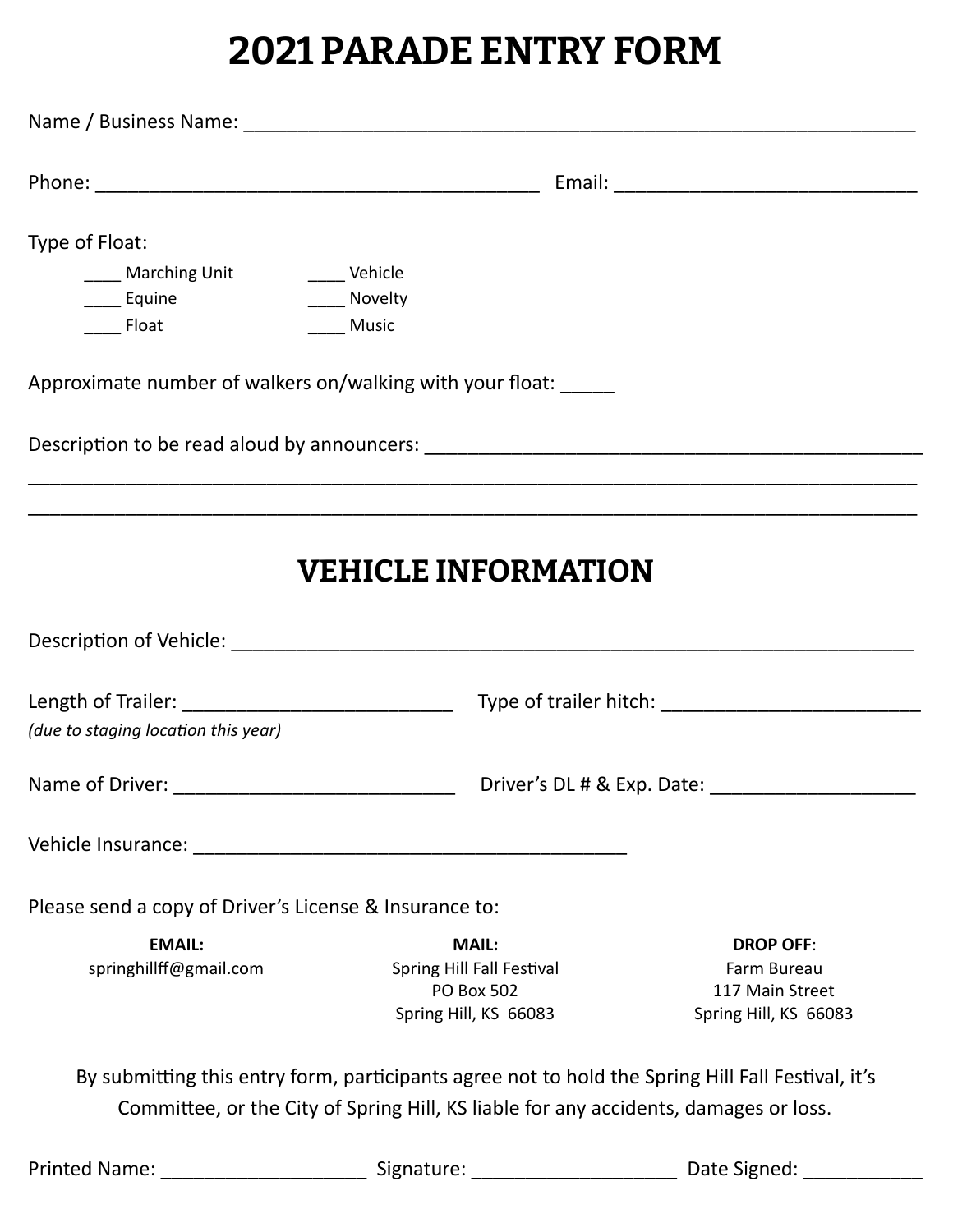# 2021 PARADE ENTRY FORM

Name / Business Name: ________________________________________________________________

Phone: ___________________________________________ Email: _____________________________

Type of Float:

____ Marching Unit ____ Vehicle

____ Equine ____ Novelty

____ Float ____ Music

Approximate number of walkers on/walking with your float: _____

Description to be read aloud by announcers: ________________________________________________

_____________________________________________________________________________________

_____________________________________________________________________________________

## VEHICLE INFORMATION

Description of Vehicle: _________________________________________________________________

Length of Trailer: __________________________ Type of trailer hitch: _________________________

*(due to staging location this year)*

Name of Driver: ___________________________ Driver's DL # & Exp. Date: ___________________

Vehicle Insurance: __________________________________________

Please send a copy of Driver's License & Insurance to:

| **EMAIL:** | **MAIL:** | **DROP OFF:** |
| --- | --- | --- |
| springhillff@gmail.com | Spring Hill Fall Festival<br>PO Box 502<br>Spring Hill, KS 66083 | Farm Bureau<br>117 Main Street<br>Spring Hill, KS 66083 |

By submitting this entry form, participants agree not to hold the Spring Hill Fall Festival, it's Committee, or the City of Spring Hill, KS liable for any accidents, damages or loss.

Printed Name: ____________________ Signature: ____________________ Date Signed: ___________